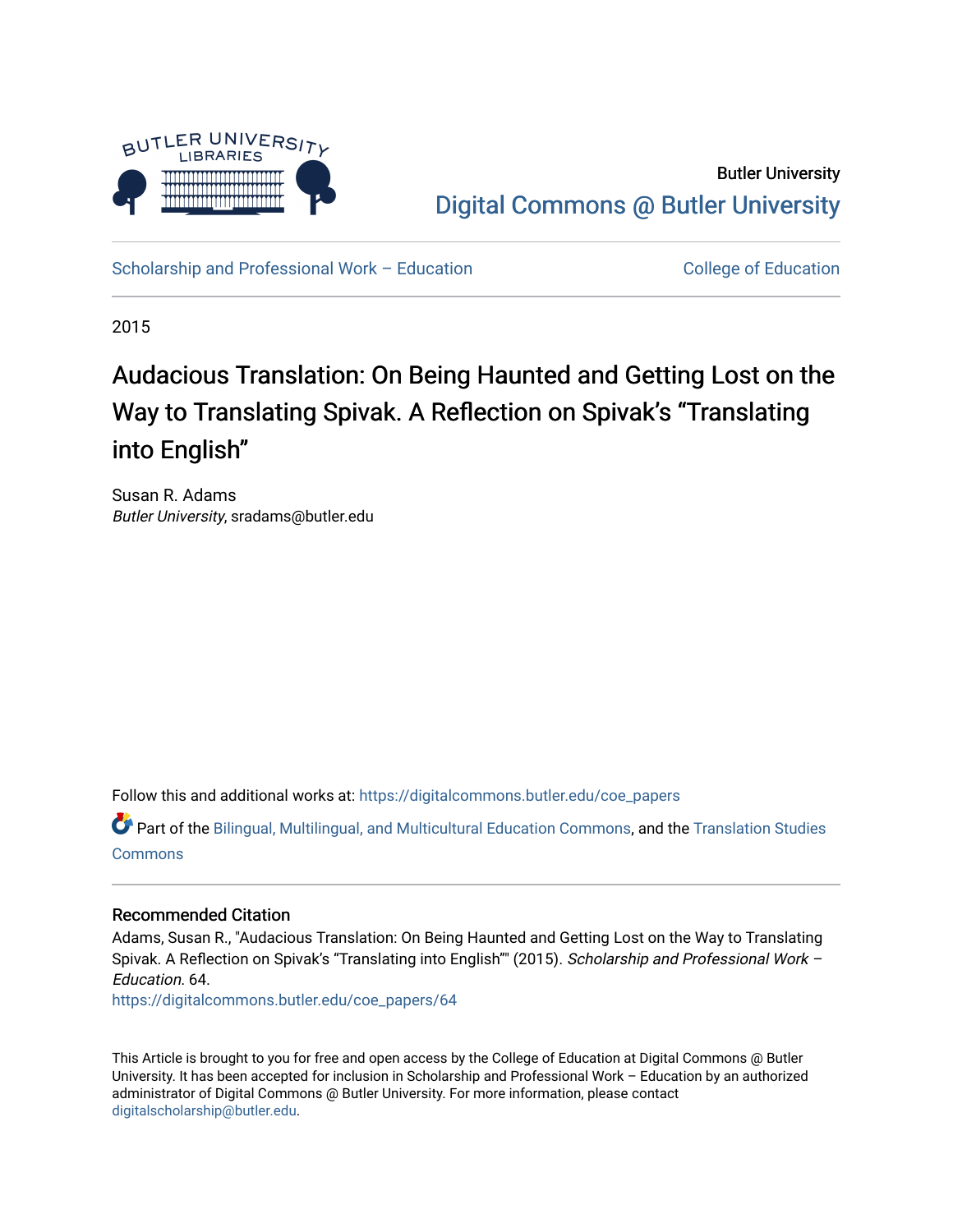Butler University

Digital Commons @ Butler University

Scholarship and Professional Work – Education

College of Education

2015

# Audacious Translation: On Being Haunted and Getting Lost on the Way to Translating Spivak. A Reflection on Spivak's "Translating into English"

Susan R. Adams
*Butler University*, sradams@butler.edu

Follow this and additional works at: https://digitalcommons.butler.edu/coe_papers

Part of the Bilingual, Multilingual, and Multicultural Education Commons, and the Translation Studies Commons

### Recommended Citation

Adams, Susan R., "Audacious Translation: On Being Haunted and Getting Lost on the Way to Translating Spivak. A Reflection on Spivak's "Translating into English"" (2015). *Scholarship and Professional Work – Education*. 64.
https://digitalcommons.butler.edu/coe_papers/64

This Article is brought to you for free and open access by the College of Education at Digital Commons @ Butler University. It has been accepted for inclusion in Scholarship and Professional Work – Education by an authorized administrator of Digital Commons @ Butler University. For more information, please contact digitalscholarship@butler.edu.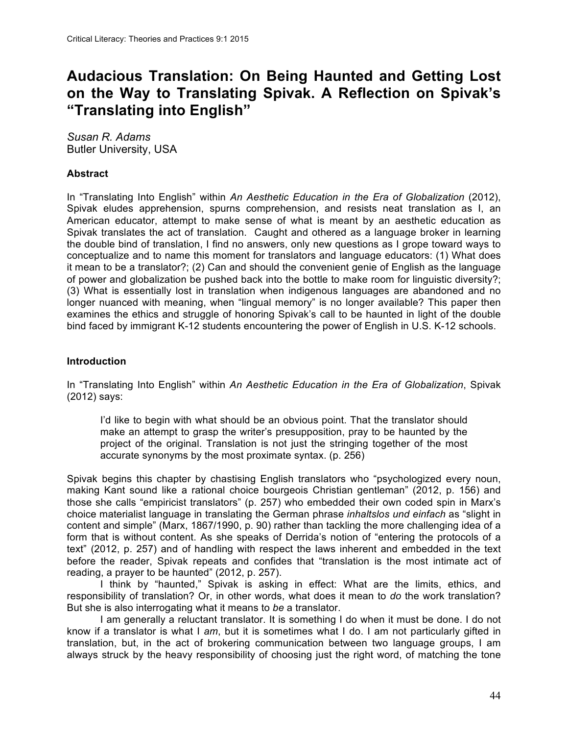# Audacious Translation: On Being Haunted and Getting Lost on the Way to Translating Spivak. A Reflection on Spivak's "Translating into English"

*Susan R. Adams*
Butler University, USA

### Abstract

In "Translating Into English" within *An Aesthetic Education in the Era of Globalization* (2012), Spivak eludes apprehension, spurns comprehension, and resists neat translation as I, an American educator, attempt to make sense of what is meant by an aesthetic education as Spivak translates the act of translation. Caught and othered as a language broker in learning the double bind of translation, I find no answers, only new questions as I grope toward ways to conceptualize and to name this moment for translators and language educators: (1) What does it mean to be a translator?; (2) Can and should the convenient genie of English as the language of power and globalization be pushed back into the bottle to make room for linguistic diversity?; (3) What is essentially lost in translation when indigenous languages are abandoned and no longer nuanced with meaning, when "lingual memory" is no longer available? This paper then examines the ethics and struggle of honoring Spivak's call to be haunted in light of the double bind faced by immigrant K-12 students encountering the power of English in U.S. K-12 schools.

### Introduction

In "Translating Into English" within *An Aesthetic Education in the Era of Globalization*, Spivak (2012) says:

> I'd like to begin with what should be an obvious point. That the translator should make an attempt to grasp the writer's presupposition, pray to be haunted by the project of the original. Translation is not just the stringing together of the most accurate synonyms by the most proximate syntax. (p. 256)

Spivak begins this chapter by chastising English translators who "psychologized every noun, making Kant sound like a rational choice bourgeois Christian gentleman" (2012, p. 156) and those she calls "empiricist translators" (p. 257) who embedded their own coded spin in Marx's choice materialist language in translating the German phrase *inhaltslos und einfach* as "slight in content and simple" (Marx, 1867/1990, p. 90) rather than tackling the more challenging idea of a form that is without content. As she speaks of Derrida's notion of "entering the protocols of a text" (2012, p. 257) and of handling with respect the laws inherent and embedded in the text before the reader, Spivak repeats and confides that "translation is the most intimate act of reading, a prayer to be haunted" (2012, p. 257).

I think by "haunted," Spivak is asking in effect: What are the limits, ethics, and responsibility of translation? Or, in other words, what does it mean to *do* the work translation? But she is also interrogating what it means to *be* a translator.

I am generally a reluctant translator. It is something I do when it must be done. I do not know if a translator is what I *am*, but it is sometimes what I do. I am not particularly gifted in translation, but, in the act of brokering communication between two language groups, I am always struck by the heavy responsibility of choosing just the right word, of matching the tone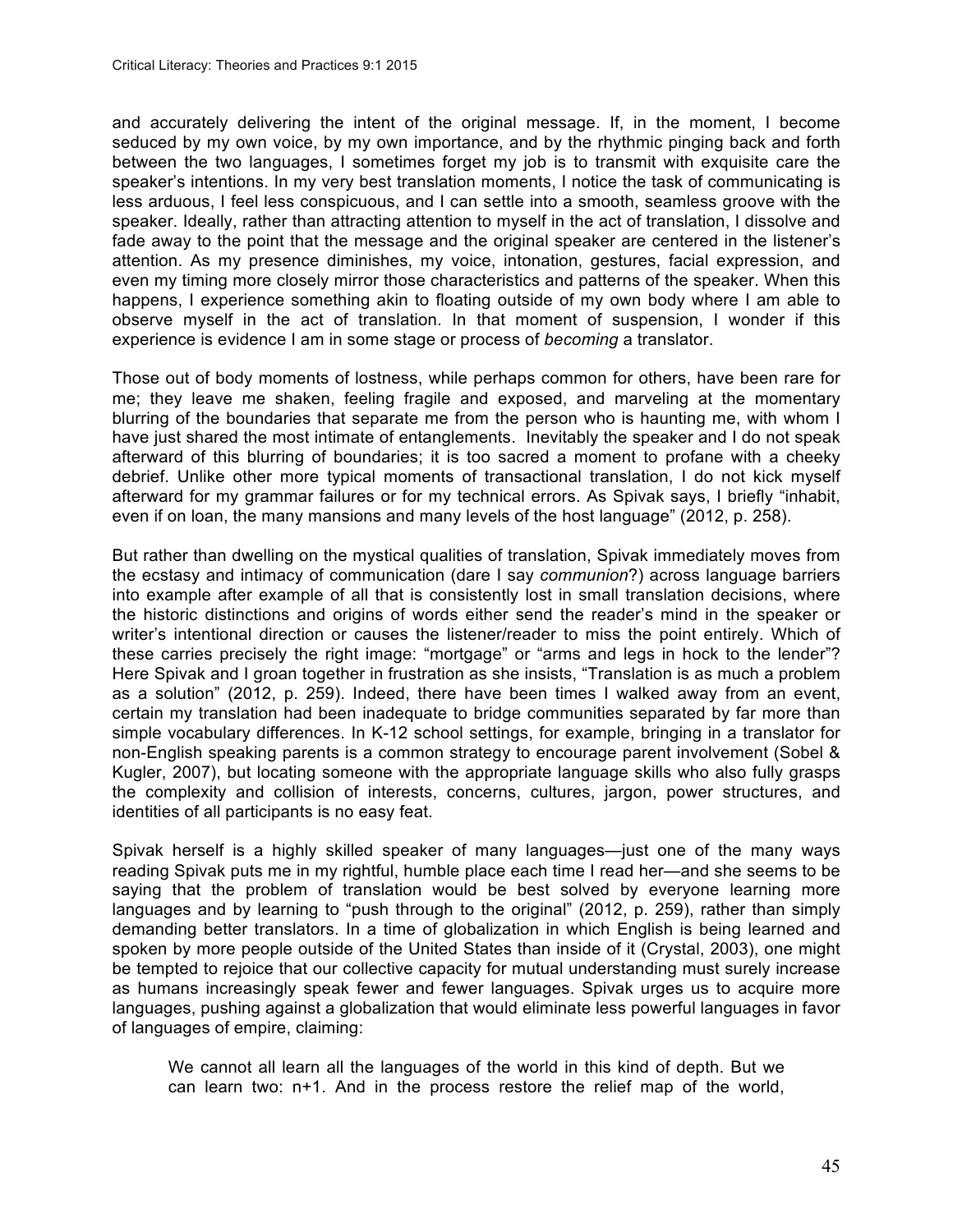and accurately delivering the intent of the original message. If, in the moment, I become seduced by my own voice, by my own importance, and by the rhythmic pinging back and forth between the two languages, I sometimes forget my job is to transmit with exquisite care the speaker's intentions. In my very best translation moments, I notice the task of communicating is less arduous, I feel less conspicuous, and I can settle into a smooth, seamless groove with the speaker. Ideally, rather than attracting attention to myself in the act of translation, I dissolve and fade away to the point that the message and the original speaker are centered in the listener's attention. As my presence diminishes, my voice, intonation, gestures, facial expression, and even my timing more closely mirror those characteristics and patterns of the speaker. When this happens, I experience something akin to floating outside of my own body where I am able to observe myself in the act of translation. In that moment of suspension, I wonder if this experience is evidence I am in some stage or process of *becoming* a translator.

Those out of body moments of lostness, while perhaps common for others, have been rare for me; they leave me shaken, feeling fragile and exposed, and marveling at the momentary blurring of the boundaries that separate me from the person who is haunting me, with whom I have just shared the most intimate of entanglements. Inevitably the speaker and I do not speak afterward of this blurring of boundaries; it is too sacred a moment to profane with a cheeky debrief. Unlike other more typical moments of transactional translation, I do not kick myself afterward for my grammar failures or for my technical errors. As Spivak says, I briefly "inhabit, even if on loan, the many mansions and many levels of the host language" (2012, p. 258).

But rather than dwelling on the mystical qualities of translation, Spivak immediately moves from the ecstasy and intimacy of communication (dare I say *communion*?) across language barriers into example after example of all that is consistently lost in small translation decisions, where the historic distinctions and origins of words either send the reader's mind in the speaker or writer's intentional direction or causes the listener/reader to miss the point entirely. Which of these carries precisely the right image: "mortgage" or "arms and legs in hock to the lender"? Here Spivak and I groan together in frustration as she insists, "Translation is as much a problem as a solution" (2012, p. 259). Indeed, there have been times I walked away from an event, certain my translation had been inadequate to bridge communities separated by far more than simple vocabulary differences. In K-12 school settings, for example, bringing in a translator for non-English speaking parents is a common strategy to encourage parent involvement (Sobel & Kugler, 2007), but locating someone with the appropriate language skills who also fully grasps the complexity and collision of interests, concerns, cultures, jargon, power structures, and identities of all participants is no easy feat.

Spivak herself is a highly skilled speaker of many languages—just one of the many ways reading Spivak puts me in my rightful, humble place each time I read her—and she seems to be saying that the problem of translation would be best solved by everyone learning more languages and by learning to "push through to the original" (2012, p. 259), rather than simply demanding better translators. In a time of globalization in which English is being learned and spoken by more people outside of the United States than inside of it (Crystal, 2003), one might be tempted to rejoice that our collective capacity for mutual understanding must surely increase as humans increasingly speak fewer and fewer languages. Spivak urges us to acquire more languages, pushing against a globalization that would eliminate less powerful languages in favor of languages of empire, claiming:

> We cannot all learn all the languages of the world in this kind of depth. But we can learn two: n+1. And in the process restore the relief map of the world,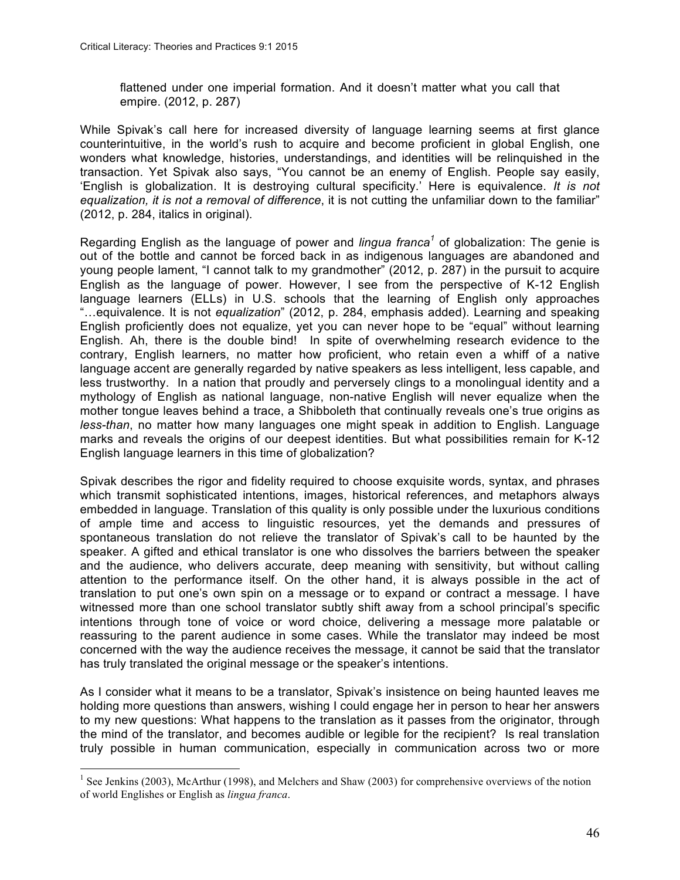> flattened under one imperial formation. And it doesn't matter what you call that empire. (2012, p. 287)

While Spivak's call here for increased diversity of language learning seems at first glance counterintuitive, in the world's rush to acquire and become proficient in global English, one wonders what knowledge, histories, understandings, and identities will be relinquished in the transaction. Yet Spivak also says, "You cannot be an enemy of English. People say easily, 'English is globalization. It is destroying cultural specificity.' Here is equivalence. *It is not equalization, it is not a removal of difference*, it is not cutting the unfamiliar down to the familiar" (2012, p. 284, italics in original).

Regarding English as the language of power and *lingua franca*[1] of globalization: The genie is out of the bottle and cannot be forced back in as indigenous languages are abandoned and young people lament, "I cannot talk to my grandmother" (2012, p. 287) in the pursuit to acquire English as the language of power. However, I see from the perspective of K-12 English language learners (ELLs) in U.S. schools that the learning of English only approaches "…equivalence. It is not *equalization*" (2012, p. 284, emphasis added). Learning and speaking English proficiently does not equalize, yet you can never hope to be "equal" without learning English. Ah, there is the double bind! In spite of overwhelming research evidence to the contrary, English learners, no matter how proficient, who retain even a whiff of a native language accent are generally regarded by native speakers as less intelligent, less capable, and less trustworthy. In a nation that proudly and perversely clings to a monolingual identity and a mythology of English as national language, non-native English will never equalize when the mother tongue leaves behind a trace, a Shibboleth that continually reveals one's true origins as *less-than*, no matter how many languages one might speak in addition to English. Language marks and reveals the origins of our deepest identities. But what possibilities remain for K-12 English language learners in this time of globalization?

Spivak describes the rigor and fidelity required to choose exquisite words, syntax, and phrases which transmit sophisticated intentions, images, historical references, and metaphors always embedded in language. Translation of this quality is only possible under the luxurious conditions of ample time and access to linguistic resources, yet the demands and pressures of spontaneous translation do not relieve the translator of Spivak's call to be haunted by the speaker. A gifted and ethical translator is one who dissolves the barriers between the speaker and the audience, who delivers accurate, deep meaning with sensitivity, but without calling attention to the performance itself. On the other hand, it is always possible in the act of translation to put one's own spin on a message or to expand or contract a message. I have witnessed more than one school translator subtly shift away from a school principal's specific intentions through tone of voice or word choice, delivering a message more palatable or reassuring to the parent audience in some cases. While the translator may indeed be most concerned with the way the audience receives the message, it cannot be said that the translator has truly translated the original message or the speaker's intentions.

As I consider what it means to be a translator, Spivak's insistence on being haunted leaves me holding more questions than answers, wishing I could engage her in person to hear her answers to my new questions: What happens to the translation as it passes from the originator, through the mind of the translator, and becomes audible or legible for the recipient? Is real translation truly possible in human communication, especially in communication across two or more

---

[1] See Jenkins (2003), McArthur (1998), and Melchers and Shaw (2003) for comprehensive overviews of the notion of world Englishes or English as *lingua franca*.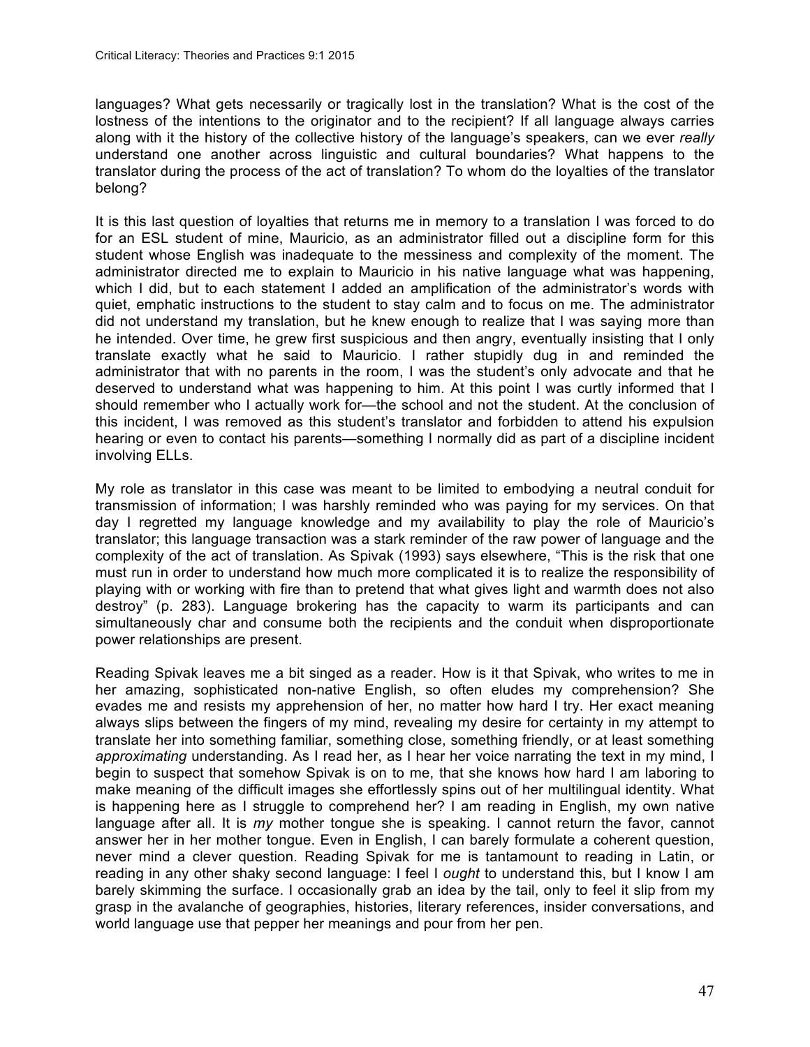languages? What gets necessarily or tragically lost in the translation? What is the cost of the lostness of the intentions to the originator and to the recipient? If all language always carries along with it the history of the collective history of the language's speakers, can we ever *really* understand one another across linguistic and cultural boundaries? What happens to the translator during the process of the act of translation? To whom do the loyalties of the translator belong?

It is this last question of loyalties that returns me in memory to a translation I was forced to do for an ESL student of mine, Mauricio, as an administrator filled out a discipline form for this student whose English was inadequate to the messiness and complexity of the moment. The administrator directed me to explain to Mauricio in his native language what was happening, which I did, but to each statement I added an amplification of the administrator's words with quiet, emphatic instructions to the student to stay calm and to focus on me. The administrator did not understand my translation, but he knew enough to realize that I was saying more than he intended. Over time, he grew first suspicious and then angry, eventually insisting that I only translate exactly what he said to Mauricio. I rather stupidly dug in and reminded the administrator that with no parents in the room, I was the student's only advocate and that he deserved to understand what was happening to him. At this point I was curtly informed that I should remember who I actually work for—the school and not the student. At the conclusion of this incident, I was removed as this student's translator and forbidden to attend his expulsion hearing or even to contact his parents—something I normally did as part of a discipline incident involving ELLs.

My role as translator in this case was meant to be limited to embodying a neutral conduit for transmission of information; I was harshly reminded who was paying for my services. On that day I regretted my language knowledge and my availability to play the role of Mauricio's translator; this language transaction was a stark reminder of the raw power of language and the complexity of the act of translation. As Spivak (1993) says elsewhere, "This is the risk that one must run in order to understand how much more complicated it is to realize the responsibility of playing with or working with fire than to pretend that what gives light and warmth does not also destroy" (p. 283). Language brokering has the capacity to warm its participants and can simultaneously char and consume both the recipients and the conduit when disproportionate power relationships are present.

Reading Spivak leaves me a bit singed as a reader. How is it that Spivak, who writes to me in her amazing, sophisticated non-native English, so often eludes my comprehension? She evades me and resists my apprehension of her, no matter how hard I try. Her exact meaning always slips between the fingers of my mind, revealing my desire for certainty in my attempt to translate her into something familiar, something close, something friendly, or at least something *approximating* understanding. As I read her, as I hear her voice narrating the text in my mind, I begin to suspect that somehow Spivak is on to me, that she knows how hard I am laboring to make meaning of the difficult images she effortlessly spins out of her multilingual identity. What is happening here as I struggle to comprehend her? I am reading in English, my own native language after all. It is *my* mother tongue she is speaking. I cannot return the favor, cannot answer her in her mother tongue. Even in English, I can barely formulate a coherent question, never mind a clever question. Reading Spivak for me is tantamount to reading in Latin, or reading in any other shaky second language: I feel I *ought* to understand this, but I know I am barely skimming the surface. I occasionally grab an idea by the tail, only to feel it slip from my grasp in the avalanche of geographies, histories, literary references, insider conversations, and world language use that pepper her meanings and pour from her pen.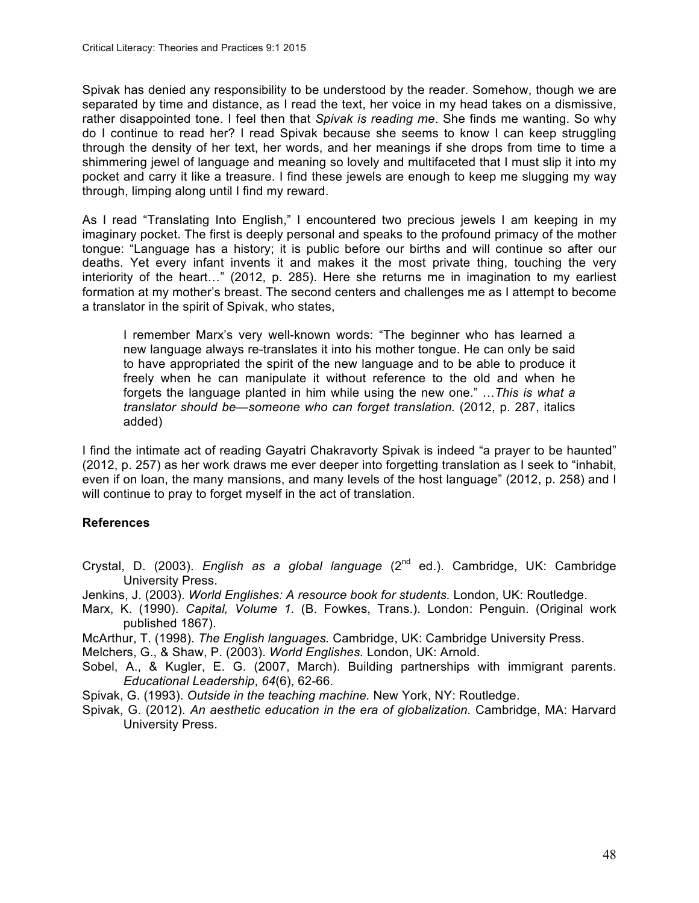Spivak has denied any responsibility to be understood by the reader. Somehow, though we are separated by time and distance, as I read the text, her voice in my head takes on a dismissive, rather disappointed tone. I feel then that *Spivak is reading me*. She finds me wanting. So why do I continue to read her? I read Spivak because she seems to know I can keep struggling through the density of her text, her words, and her meanings if she drops from time to time a shimmering jewel of language and meaning so lovely and multifaceted that I must slip it into my pocket and carry it like a treasure. I find these jewels are enough to keep me slugging my way through, limping along until I find my reward.

As I read "Translating Into English," I encountered two precious jewels I am keeping in my imaginary pocket. The first is deeply personal and speaks to the profound primacy of the mother tongue: "Language has a history; it is public before our births and will continue so after our deaths. Yet every infant invents it and makes it the most private thing, touching the very interiority of the heart…" (2012, p. 285). Here she returns me in imagination to my earliest formation at my mother's breast. The second centers and challenges me as I attempt to become a translator in the spirit of Spivak, who states,

> I remember Marx's very well-known words: "The beginner who has learned a new language always re-translates it into his mother tongue. He can only be said to have appropriated the spirit of the new language and to be able to produce it freely when he can manipulate it without reference to the old and when he forgets the language planted in him while using the new one." …*This is what a translator should be—someone who can forget translation.* (2012, p. 287, italics added)

I find the intimate act of reading Gayatri Chakravorty Spivak is indeed "a prayer to be haunted" (2012, p. 257) as her work draws me ever deeper into forgetting translation as I seek to "inhabit, even if on loan, the many mansions, and many levels of the host language" (2012, p. 258) and I will continue to pray to forget myself in the act of translation.

## References

Crystal, D. (2003). *English as a global language* (2nd ed.). Cambridge, UK: Cambridge University Press.

Jenkins, J. (2003). *World Englishes: A resource book for students.* London, UK: Routledge.

Marx, K. (1990). *Capital, Volume 1.* (B. Fowkes, Trans.). London: Penguin. (Original work published 1867).

McArthur, T. (1998). *The English languages.* Cambridge, UK: Cambridge University Press.

Melchers, G., & Shaw, P. (2003). *World Englishes.* London, UK: Arnold.

Sobel, A., & Kugler, E. G. (2007, March). Building partnerships with immigrant parents. *Educational Leadership*, *64*(6), 62-66.

Spivak, G. (1993). *Outside in the teaching machine.* New York, NY: Routledge.

Spivak, G. (2012). *An aesthetic education in the era of globalization.* Cambridge, MA: Harvard University Press.